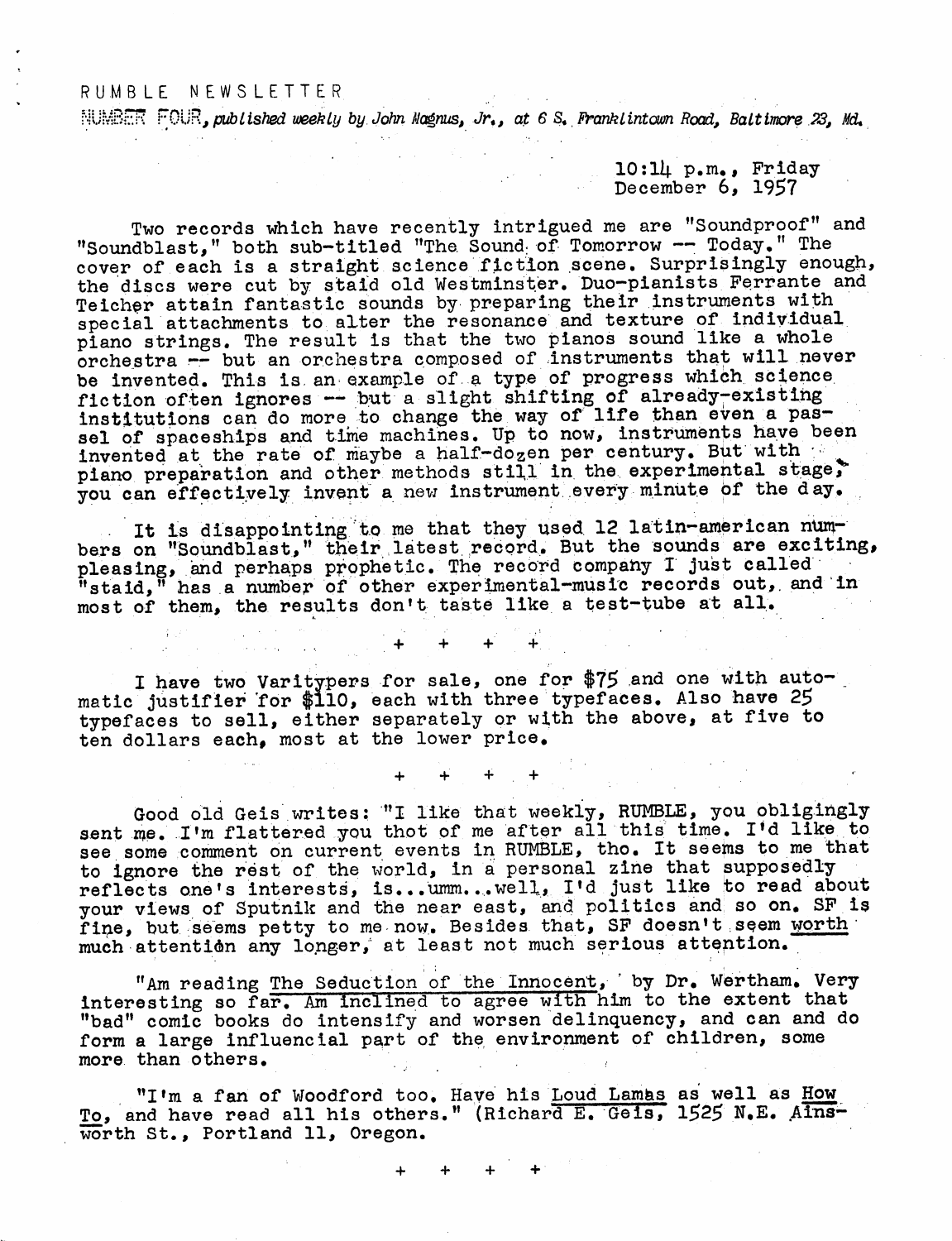RUMBLE NEWSLETTER

NUMBER FOUR, *published weekly by John Magnus, Jr., at 6 S. Franklintown Road, Baltimore 23, Md.*

10:14 p.m., Friday
December 6, 1957

Two records which have recently intrigued me are "Soundproof" and "Soundblast," both sub-titled "The Sound of Tomorrow -- Today." The cover of each is a straight science fiction scene. Surprisingly enough, the discs were cut by staid old Westminster. Duo-pianists Ferrante and Teicher attain fantastic sounds by preparing their instruments with special attachments to alter the resonance and texture of individual piano strings. The result is that the two pianos sound like a whole orchestra -- but an orchestra composed of instruments that will never be invented. This is an example of a type of progress which science fiction often ignores -- but a slight shifting of already-existing institutions can do more to change the way of life than even a passel of spaceships and time machines. Up to now, instruments have been invented at the rate of maybe a half-dozen per century. But with piano preparation and other methods still in the experimental stage, you can effectively invent a new instrument every minute of the day.

It is disappointing to me that they used 12 latin-american numbers on "Soundblast," their latest record. But the sounds are exciting, pleasing, and perhaps prophetic. The record company I just called "staid," has a number of other experimental-music records out, and in most of them, the results don't taste like a test-tube at all.

\+ + + +

I have two Varitypers for sale, one for $75 and one with automatic justifier for $110, each with three typefaces. Also have 25 typefaces to sell, either separately or with the above, at five to ten dollars each, most at the lower price.

\+ + + +

Good old Geis writes: "I like that weekly, RUMBLE, you obligingly sent me. I'm flattered you thot of me after all this time. I'd like to see some comment on current events in RUMBLE, tho. It seems to me that to ignore the rest of the world, in a personal zine that supposedly reflects one's interests, is...umm...well, I'd just like to read about your views of Sputnik and the near east, and politics and so on. SF is fine, but seems petty to me now. Besides that, SF doesn't seem <u>worth</u> much attention any longer, at least not much serious attention.

"Am reading <u>The Seduction of the Innocent</u>, by Dr. Wertham. Very interesting so far. Am inclined to agree with him to the extent that "bad" comic books do intensify and worsen delinquency, and can and do form a large influencial part of the environment of children, some more than others.

"I'm a fan of Woodford too. Have his <u>Loud Lamas</u> as well as <u>How To</u>, and have read all his others." (Richard E. Geis, 1525 N.E. Ainsworth St., Portland 11, Oregon.

\+ + + +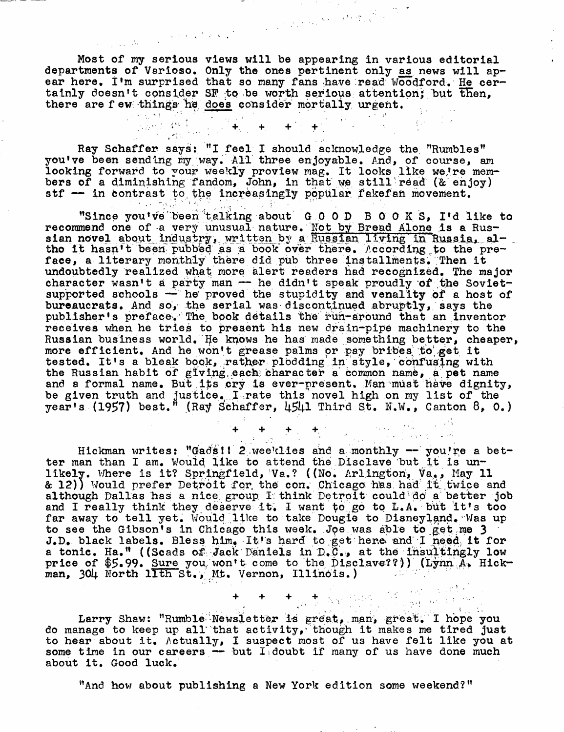Most of my serious views will be appearing in various editorial departments of Varioso. Only the ones pertinent only as news will appear here. I'm surprised that so many fans have read Woodford. He certainly doesn't consider SF to be worth serious attention; but then, there are few things he does consider mortally urgent.

+ + + +

Ray Schaffer says: "I feel I should acknowledge the "Rumbles" you've been sending my way. All three enjoyable. And, of course, am looking forward to your weekly proview mag. It looks like we're members of a diminishing fandom, John, in that we still read (& enjoy) stf -- in contrast to the increasingly popular fakefan movement.

"Since you've been talking about G O O D B O O K S, I'd like to recommend one of a very unusual nature. Not by Bread Alone is a Russian novel about industry, written by a Russian living in Russia, altho it hasn't been pubbed as a book over there. According to the preface, a literary monthly there did pub three installments. Then it undoubtedly realized what more alert readers had recognized. The major character wasn't a party man -- he didn't speak proudly of the Soviet-supported schools -- he proved the stupidity and venality of a host of bureaucrats. And so, the serial was discontinued abruptly, says the publisher's preface. The book details the run-around that an inventor receives when he tries to present his new drain-pipe machinery to the Russian business world. He knows he has made something better, cheaper, more efficient. And he won't grease palms or pay bribes to get it tested. It's a bleak book, rather plodding in style, confusing with the Russian habit of giving each character a common name, a pet name and a formal name. But its cry is ever-present. Man must have dignity, be given truth and justice. I rate this novel high on my list of the year's (1957) best." (Ray Schaffer, 4541 Third St. N.W., Canton 8, O.)

+ + + +

Hickman writes: "Gads!! 2 weeklies and a monthly -- you're a better man than I am. Would like to attend the Disclave but it is unlikely. Where is it? Springfield, Va.? ((No. Arlington, Va., May 11 & 12)) Would prefer Detroit for the con. Chicago has had it twice and although Dallas has a nice group I think Detroit could do a better job and I really think they deserve it. I want to go to L.A. but it's too far away to tell yet. Would like to take Dougie to Disneyland. Was up to see the Gibson's in Chicago this week. Joe was able to get me 3 J.D. black labels. Bless him. It's hard to get here and I need it for a tonic. Ha." ((Scads of Jack Daniels in D.C., at the insultingly low price of $5.99. Sure you won't come to the Disclave??)) (Lynn A. Hickman, 304 North 11th St., Mt. Vernon, Illinois.)

+ + + +

Larry Shaw: "Rumble Newsletter is great, man, great. I hope you do manage to keep up all that activity, though it makes me tired just to hear about it. Actually, I suspect most of us have felt like you at some time in our careers -- but I doubt if many of us have done much about it. Good luck.

"And how about publishing a New York edition some weekend?"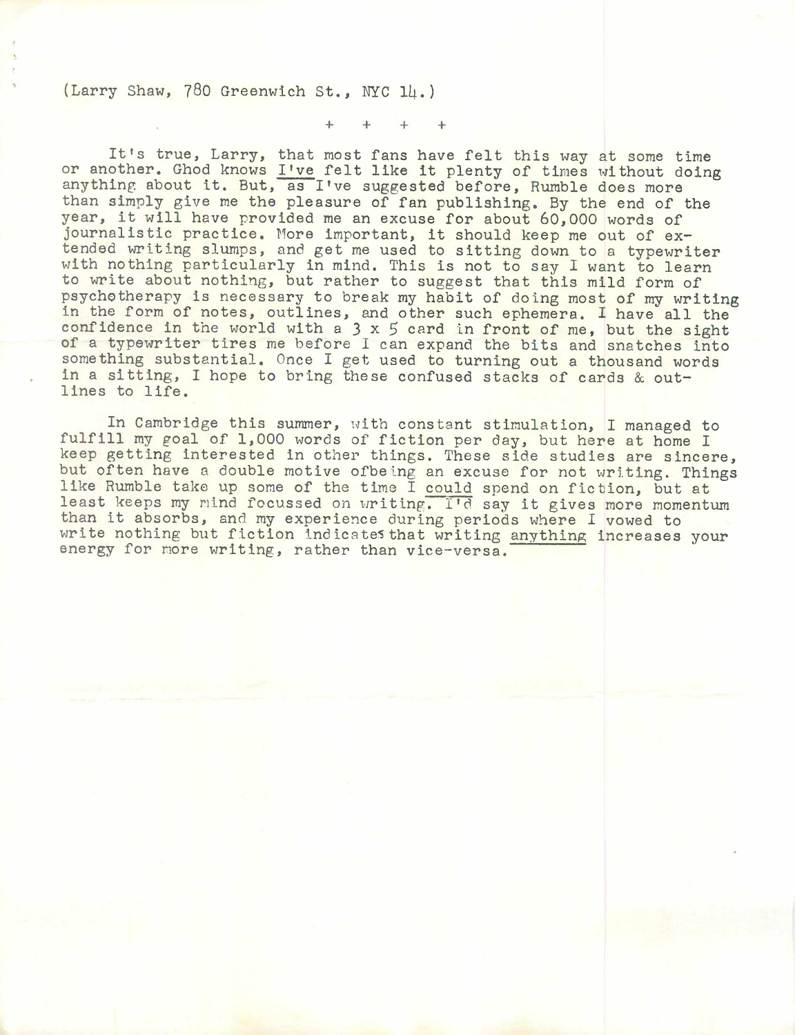(Larry Shaw, 780 Greenwich St., NYC 14.)

\+ + + +

It's true, Larry, that most fans have felt this way at some time or another. Ghod knows I've felt like it plenty of times without doing anything about it. But, as I've suggested before, Rumble does more than simply give me the pleasure of fan publishing. By the end of the year, it will have provided me an excuse for about 60,000 words of journalistic practice. More important, it should keep me out of extended writing slumps, and get me used to sitting down to a typewriter with nothing particularly in mind. This is not to say I want to learn to write about nothing, but rather to suggest that this mild form of psychotherapy is necessary to break my habit of doing most of my writing in the form of notes, outlines, and other such ephemera. I have all the confidence in the world with a 3 x 5 card in front of me, but the sight of a typewriter tires me before I can expand the bits and snatches into something substantial. Once I get used to turning out a thousand words in a sitting, I hope to bring these confused stacks of cards & outlines to life.

In Cambridge this summer, with constant stimulation, I managed to fulfill my goal of 1,000 words of fiction per day, but here at home I keep getting interested in other things. These side studies are sincere, but often have a double motive ofbeing an excuse for not writing. Things like Rumble take up some of the time I could spend on fiction, but at least keeps my mind focussed on writing. I'd say it gives more momentum than it absorbs, and my experience during periods where I vowed to write nothing but fiction indicates that writing anything increases your energy for more writing, rather than vice-versa.